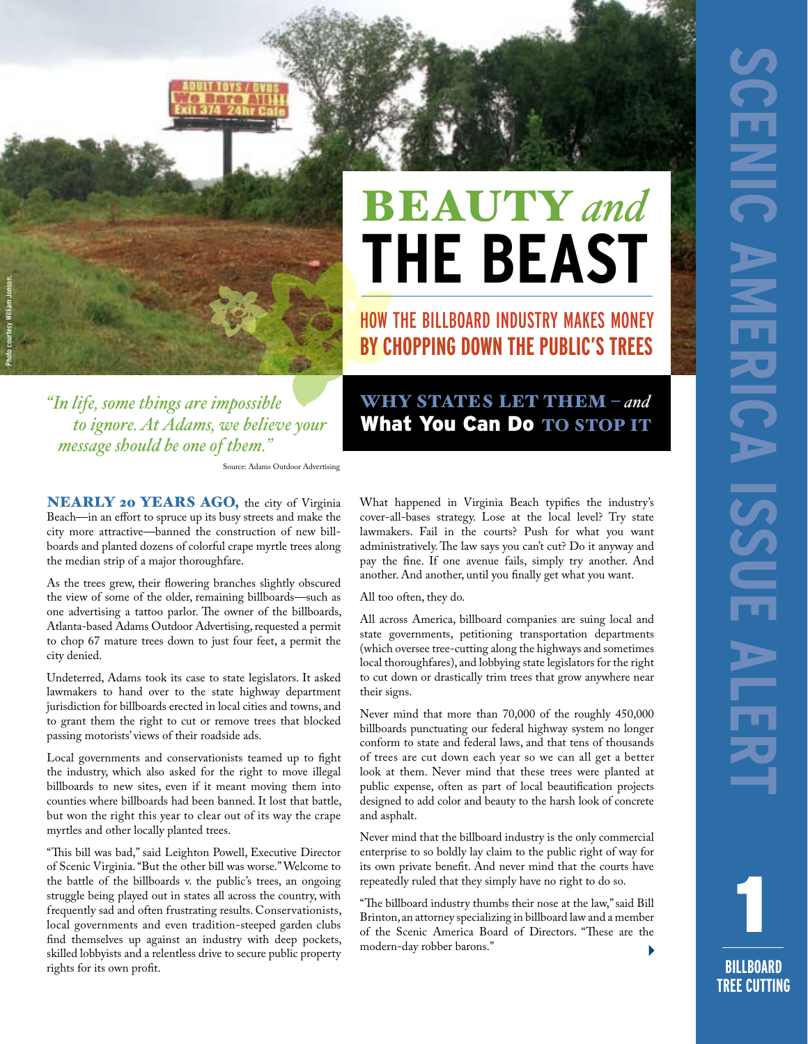# BEAUTY *and* THE BEAST

## HOW THE BILLBOARD INDUSTRY MAKES MONEY BY CHOPPING DOWN THE PUBLIC'S TREES

### WHY STATES LET THEM – *and* What You Can Do TO STOP IT

*"In life, some things are impossible to ignore. At Adams, we believe your message should be one of them."*

Source: Adams Outdoor Advertising

Photo courtesy William Jonson.

SCENIC AMERICA ISSUE ALERT

1

BILLBOARD TREE CUTTING

**NEARLY 20 YEARS AGO,** the city of Virginia Beach—in an effort to spruce up its busy streets and make the city more attractive—banned the construction of new billboards and planted dozens of colorful crape myrtle trees along the median strip of a major thoroughfare.

As the trees grew, their flowering branches slightly obscured the view of some of the older, remaining billboards—such as one advertising a tattoo parlor. The owner of the billboards, Atlanta-based Adams Outdoor Advertising, requested a permit to chop 67 mature trees down to just four feet, a permit the city denied.

Undeterred, Adams took its case to state legislators. It asked lawmakers to hand over to the state highway department jurisdiction for billboards erected in local cities and towns, and to grant them the right to cut or remove trees that blocked passing motorists' views of their roadside ads.

Local governments and conservationists teamed up to fight the industry, which also asked for the right to move illegal billboards to new sites, even if it meant moving them into counties where billboards had been banned. It lost that battle, but won the right this year to clear out of its way the crape myrtles and other locally planted trees.

"This bill was bad," said Leighton Powell, Executive Director of Scenic Virginia. "But the other bill was worse." Welcome to the battle of the billboards v. the public's trees, an ongoing struggle being played out in states all across the country, with frequently sad and often frustrating results. Conservationists, local governments and even tradition-steeped garden clubs find themselves up against an industry with deep pockets, skilled lobbyists and a relentless drive to secure public property rights for its own profit.

What happened in Virginia Beach typifies the industry's cover-all-bases strategy. Lose at the local level? Try state lawmakers. Fail in the courts? Push for what you want administratively. The law says you can't cut? Do it anyway and pay the fine. If one avenue fails, simply try another. And another. And another, until you finally get what you want.

All too often, they do.

All across America, billboard companies are suing local and state governments, petitioning transportation departments (which oversee tree-cutting along the highways and sometimes local thoroughfares), and lobbying state legislators for the right to cut down or drastically trim trees that grow anywhere near their signs.

Never mind that more than 70,000 of the roughly 450,000 billboards punctuating our federal highway system no longer conform to state and federal laws, and that tens of thousands of trees are cut down each year so we can all get a better look at them. Never mind that these trees were planted at public expense, often as part of local beautification projects designed to add color and beauty to the harsh look of concrete and asphalt.

Never mind that the billboard industry is the only commercial enterprise to so boldly lay claim to the public right of way for its own private benefit. And never mind that the courts have repeatedly ruled that they simply have no right to do so.

"The billboard industry thumbs their nose at the law," said Bill Brinton, an attorney specializing in billboard law and a member of the Scenic America Board of Directors. "These are the modern-day robber barons."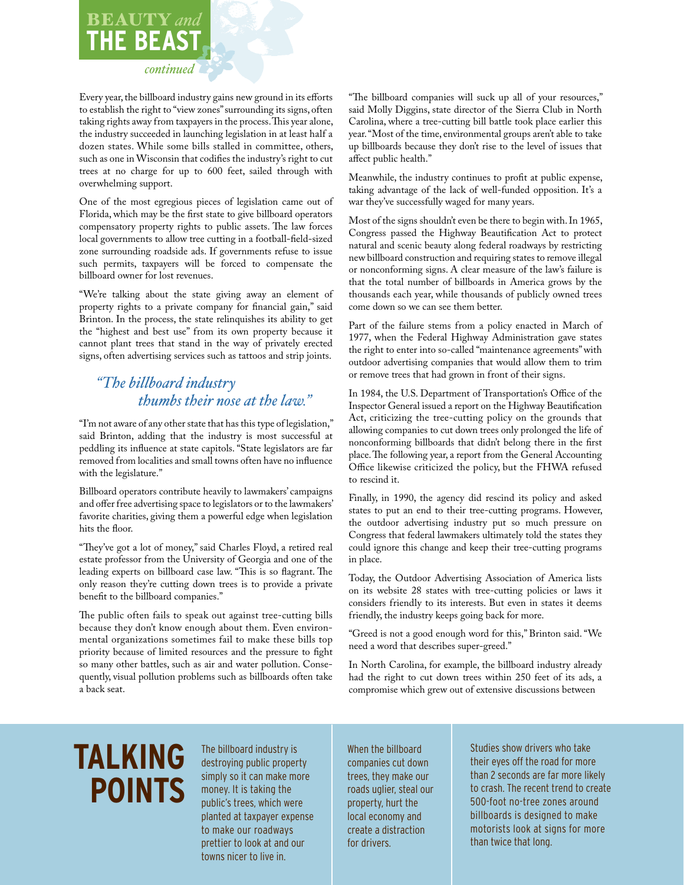# BEAUTY *and* THE BEAST

*continued*

Every year, the billboard industry gains new ground in its efforts to establish the right to "view zones" surrounding its signs, often taking rights away from taxpayers in the process. This year alone, the industry succeeded in launching legislation in at least half a dozen states. While some bills stalled in committee, others, such as one in Wisconsin that codifies the industry's right to cut trees at no charge for up to 600 feet, sailed through with overwhelming support.

One of the most egregious pieces of legislation came out of Florida, which may be the first state to give billboard operators compensatory property rights to public assets. The law forces local governments to allow tree cutting in a football-field-sized zone surrounding roadside ads. If governments refuse to issue such permits, taxpayers will be forced to compensate the billboard owner for lost revenues.

"We're talking about the state giving away an element of property rights to a private company for financial gain," said Brinton. In the process, the state relinquishes its ability to get the "highest and best use" from its own property because it cannot plant trees that stand in the way of privately erected signs, often advertising services such as tattoos and strip joints.

> *"The billboard industry thumbs their nose at the law."*

"I'm not aware of any other state that has this type of legislation," said Brinton, adding that the industry is most successful at peddling its influence at state capitols. "State legislators are far removed from localities and small towns often have no influence with the legislature."

Billboard operators contribute heavily to lawmakers' campaigns and offer free advertising space to legislators or to the lawmakers' favorite charities, giving them a powerful edge when legislation hits the floor.

"They've got a lot of money," said Charles Floyd, a retired real estate professor from the University of Georgia and one of the leading experts on billboard case law. "This is so flagrant. The only reason they're cutting down trees is to provide a private benefit to the billboard companies."

The public often fails to speak out against tree-cutting bills because they don't know enough about them. Even environmental organizations sometimes fail to make these bills top priority because of limited resources and the pressure to fight so many other battles, such as air and water pollution. Consequently, visual pollution problems such as billboards often take a back seat.

"The billboard companies will suck up all of your resources," said Molly Diggins, state director of the Sierra Club in North Carolina, where a tree-cutting bill battle took place earlier this year. "Most of the time, environmental groups aren't able to take up billboards because they don't rise to the level of issues that affect public health."

Meanwhile, the industry continues to profit at public expense, taking advantage of the lack of well-funded opposition. It's a war they've successfully waged for many years.

Most of the signs shouldn't even be there to begin with. In 1965, Congress passed the Highway Beautification Act to protect natural and scenic beauty along federal roadways by restricting new billboard construction and requiring states to remove illegal or nonconforming signs. A clear measure of the law's failure is that the total number of billboards in America grows by the thousands each year, while thousands of publicly owned trees come down so we can see them better.

Part of the failure stems from a policy enacted in March of 1977, when the Federal Highway Administration gave states the right to enter into so-called "maintenance agreements" with outdoor advertising companies that would allow them to trim or remove trees that had grown in front of their signs.

In 1984, the U.S. Department of Transportation's Office of the Inspector General issued a report on the Highway Beautification Act, criticizing the tree-cutting policy on the grounds that allowing companies to cut down trees only prolonged the life of nonconforming billboards that didn't belong there in the first place. The following year, a report from the General Accounting Office likewise criticized the policy, but the FHWA refused to rescind it.

Finally, in 1990, the agency did rescind its policy and asked states to put an end to their tree-cutting programs. However, the outdoor advertising industry put so much pressure on Congress that federal lawmakers ultimately told the states they could ignore this change and keep their tree-cutting programs in place.

Today, the Outdoor Advertising Association of America lists on its website 28 states with tree-cutting policies or laws it considers friendly to its interests. But even in states it deems friendly, the industry keeps going back for more.

"Greed is not a good enough word for this," Brinton said. "We need a word that describes super-greed."

In North Carolina, for example, the billboard industry already had the right to cut down trees within 250 feet of its ads, a compromise which grew out of extensive discussions between

## TALKING POINTS

The billboard industry is destroying public property simply so it can make more money. It is taking the public's trees, which were planted at taxpayer expense to make our roadways prettier to look at and our towns nicer to live in.

When the billboard companies cut down trees, they make our roads uglier, steal our property, hurt the local economy and create a distraction for drivers.

Studies show drivers who take their eyes off the road for more than 2 seconds are far more likely to crash. The recent trend to create 500-foot no-tree zones around billboards is designed to make motorists look at signs for more than twice that long.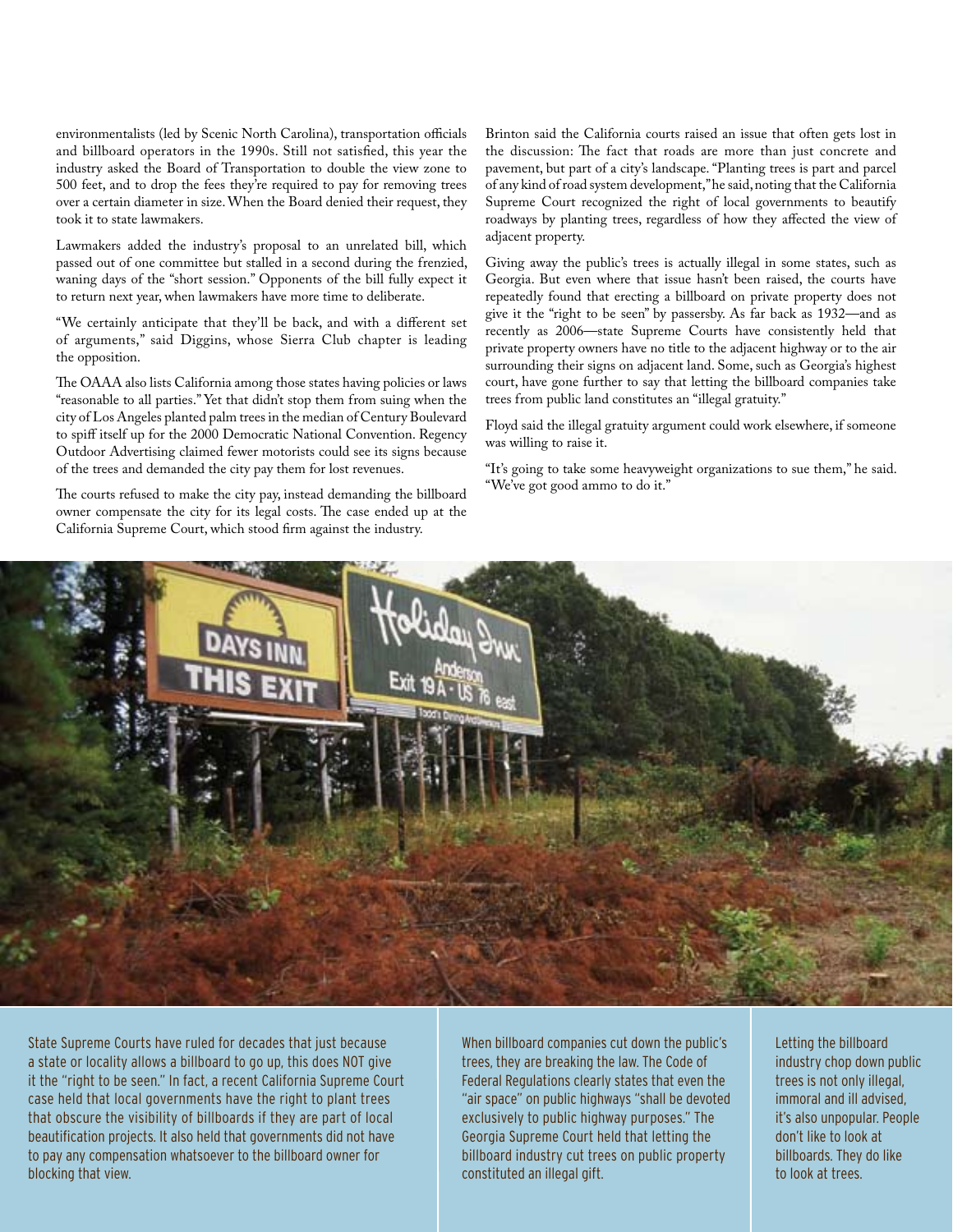environmentalists (led by Scenic North Carolina), transportation officials and billboard operators in the 1990s. Still not satisfied, this year the industry asked the Board of Transportation to double the view zone to 500 feet, and to drop the fees they're required to pay for removing trees over a certain diameter in size. When the Board denied their request, they took it to state lawmakers.

Lawmakers added the industry's proposal to an unrelated bill, which passed out of one committee but stalled in a second during the frenzied, waning days of the "short session." Opponents of the bill fully expect it to return next year, when lawmakers have more time to deliberate.

"We certainly anticipate that they'll be back, and with a different set of arguments," said Diggins, whose Sierra Club chapter is leading the opposition.

The OAAA also lists California among those states having policies or laws "reasonable to all parties." Yet that didn't stop them from suing when the city of Los Angeles planted palm trees in the median of Century Boulevard to spiff itself up for the 2000 Democratic National Convention. Regency Outdoor Advertising claimed fewer motorists could see its signs because of the trees and demanded the city pay them for lost revenues.

The courts refused to make the city pay, instead demanding the billboard owner compensate the city for its legal costs. The case ended up at the California Supreme Court, which stood firm against the industry.

Brinton said the California courts raised an issue that often gets lost in the discussion: The fact that roads are more than just concrete and pavement, but part of a city's landscape. "Planting trees is part and parcel of any kind of road system development," he said, noting that the California Supreme Court recognized the right of local governments to beautify roadways by planting trees, regardless of how they affected the view of adjacent property.

Giving away the public's trees is actually illegal in some states, such as Georgia. But even where that issue hasn't been raised, the courts have repeatedly found that erecting a billboard on private property does not give it the "right to be seen" by passersby. As far back as 1932—and as recently as 2006—state Supreme Courts have consistently held that private property owners have no title to the adjacent highway or to the air surrounding their signs on adjacent land. Some, such as Georgia's highest court, have gone further to say that letting the billboard companies take trees from public land constitutes an "illegal gratuity."

Floyd said the illegal gratuity argument could work elsewhere, if someone was willing to raise it.

"It's going to take some heavyweight organizations to sue them," he said. "We've got good ammo to do it."

State Supreme Courts have ruled for decades that just because a state or locality allows a billboard to go up, this does NOT give it the "right to be seen." In fact, a recent California Supreme Court case held that local governments have the right to plant trees that obscure the visibility of billboards if they are part of local beautification projects. It also held that governments did not have to pay any compensation whatsoever to the billboard owner for blocking that view.

When billboard companies cut down the public's trees, they are breaking the law. The Code of Federal Regulations clearly states that even the "air space" on public highways "shall be devoted exclusively to public highway purposes." The Georgia Supreme Court held that letting the billboard industry cut trees on public property constituted an illegal gift.

Letting the billboard industry chop down public trees is not only illegal, immoral and ill advised, it's also unpopular. People don't like to look at billboards. They do like to look at trees.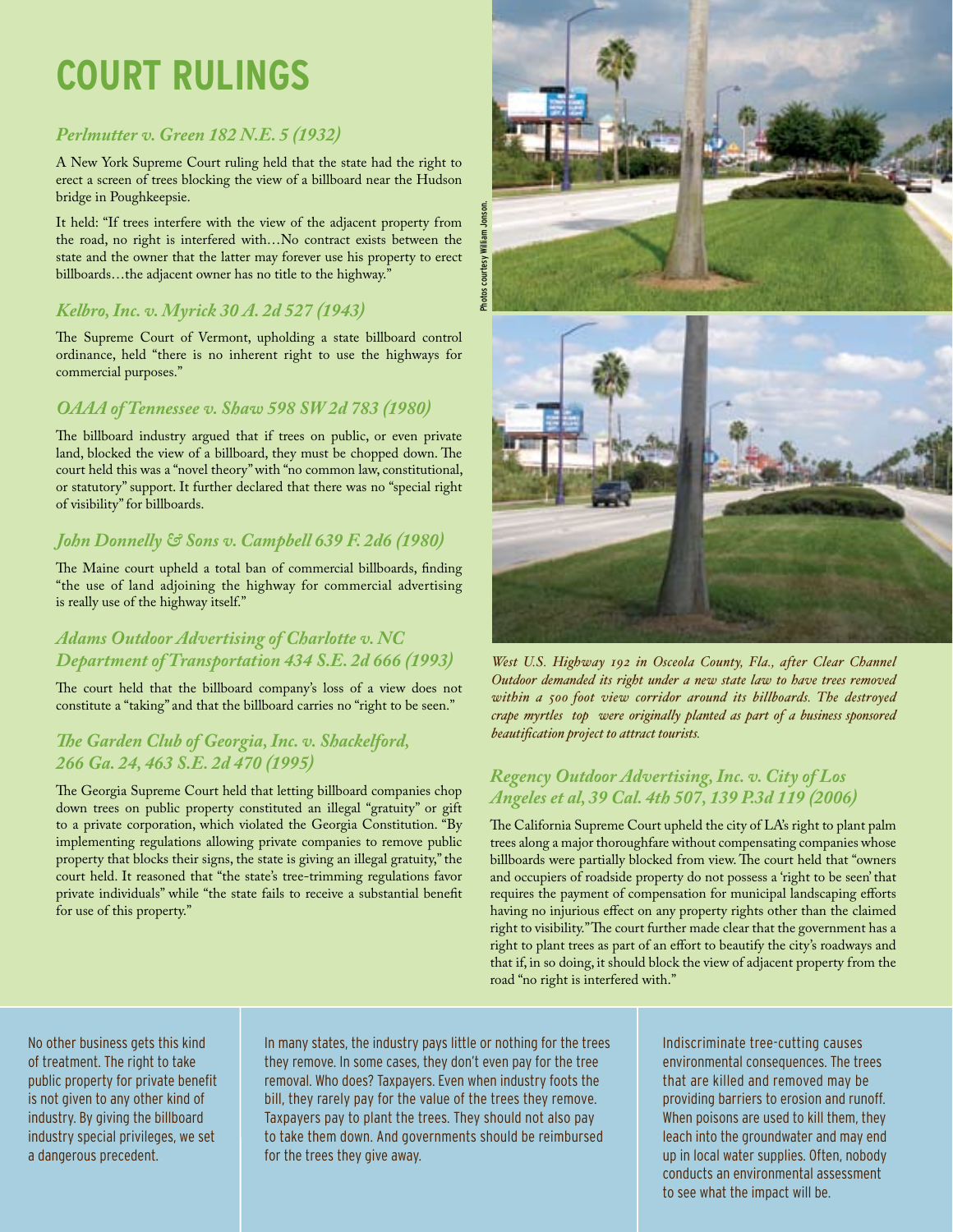# COURT RULINGS

### *Perlmutter v. Green 182 N.E. 5 (1932)*

A New York Supreme Court ruling held that the state had the right to erect a screen of trees blocking the view of a billboard near the Hudson bridge in Poughkeepsie.

It held: "If trees interfere with the view of the adjacent property from the road, no right is interfered with…No contract exists between the state and the owner that the latter may forever use his property to erect billboards…the adjacent owner has no title to the highway."

### *Kelbro, Inc. v. Myrick 30 A. 2d 527 (1943)*

The Supreme Court of Vermont, upholding a state billboard control ordinance, held "there is no inherent right to use the highways for commercial purposes."

### *OAAA of Tennessee v. Shaw 598 SW 2d 783 (1980)*

The billboard industry argued that if trees on public, or even private land, blocked the view of a billboard, they must be chopped down. The court held this was a "novel theory" with "no common law, constitutional, or statutory" support. It further declared that there was no "special right of visibility" for billboards.

### *John Donnelly & Sons v. Campbell 639 F. 2d6 (1980)*

The Maine court upheld a total ban of commercial billboards, finding "the use of land adjoining the highway for commercial advertising is really use of the highway itself."

### *Adams Outdoor Advertising of Charlotte v. NC Department of Transportation 434 S.E. 2d 666 (1993)*

The court held that the billboard company's loss of a view does not constitute a "taking" and that the billboard carries no "right to be seen."

### *The Garden Club of Georgia, Inc. v. Shackelford, 266 Ga. 24, 463 S.E. 2d 470 (1995)*

The Georgia Supreme Court held that letting billboard companies chop down trees on public property constituted an illegal "gratuity" or gift to a private corporation, which violated the Georgia Constitution. "By implementing regulations allowing private companies to remove public property that blocks their signs, the state is giving an illegal gratuity," the court held. It reasoned that "the state's tree-trimming regulations favor private individuals" while "the state fails to receive a substantial benefit for use of this property."

Photos courtesy William Jonson.

*West U.S. Highway 192 in Osceola County, Fla., after Clear Channel Outdoor demanded its right under a new state law to have trees removed within a 500 foot view corridor around its billboards. The destroyed crape myrtles top were originally planted as part of a business sponsored beautification project to attract tourists.*

### *Regency Outdoor Advertising, Inc. v. City of Los Angeles et al, 39 Cal. 4th 507, 139 P.3d 119 (2006)*

The California Supreme Court upheld the city of LA's right to plant palm trees along a major thoroughfare without compensating companies whose billboards were partially blocked from view. The court held that "owners and occupiers of roadside property do not possess a 'right to be seen' that requires the payment of compensation for municipal landscaping efforts having no injurious effect on any property rights other than the claimed right to visibility." The court further made clear that the government has a right to plant trees as part of an effort to beautify the city's roadways and that if, in so doing, it should block the view of adjacent property from the road "no right is interfered with."

No other business gets this kind of treatment. The right to take public property for private benefit is not given to any other kind of industry. By giving the billboard industry special privileges, we set a dangerous precedent.

In many states, the industry pays little or nothing for the trees they remove. In some cases, they don't even pay for the tree removal. Who does? Taxpayers. Even when industry foots the bill, they rarely pay for the value of the trees they remove. Taxpayers pay to plant the trees. They should not also pay to take them down. And governments should be reimbursed for the trees they give away.

Indiscriminate tree-cutting causes environmental consequences. The trees that are killed and removed may be providing barriers to erosion and runoff. When poisons are used to kill them, they leach into the groundwater and may end up in local water supplies. Often, nobody conducts an environmental assessment to see what the impact will be.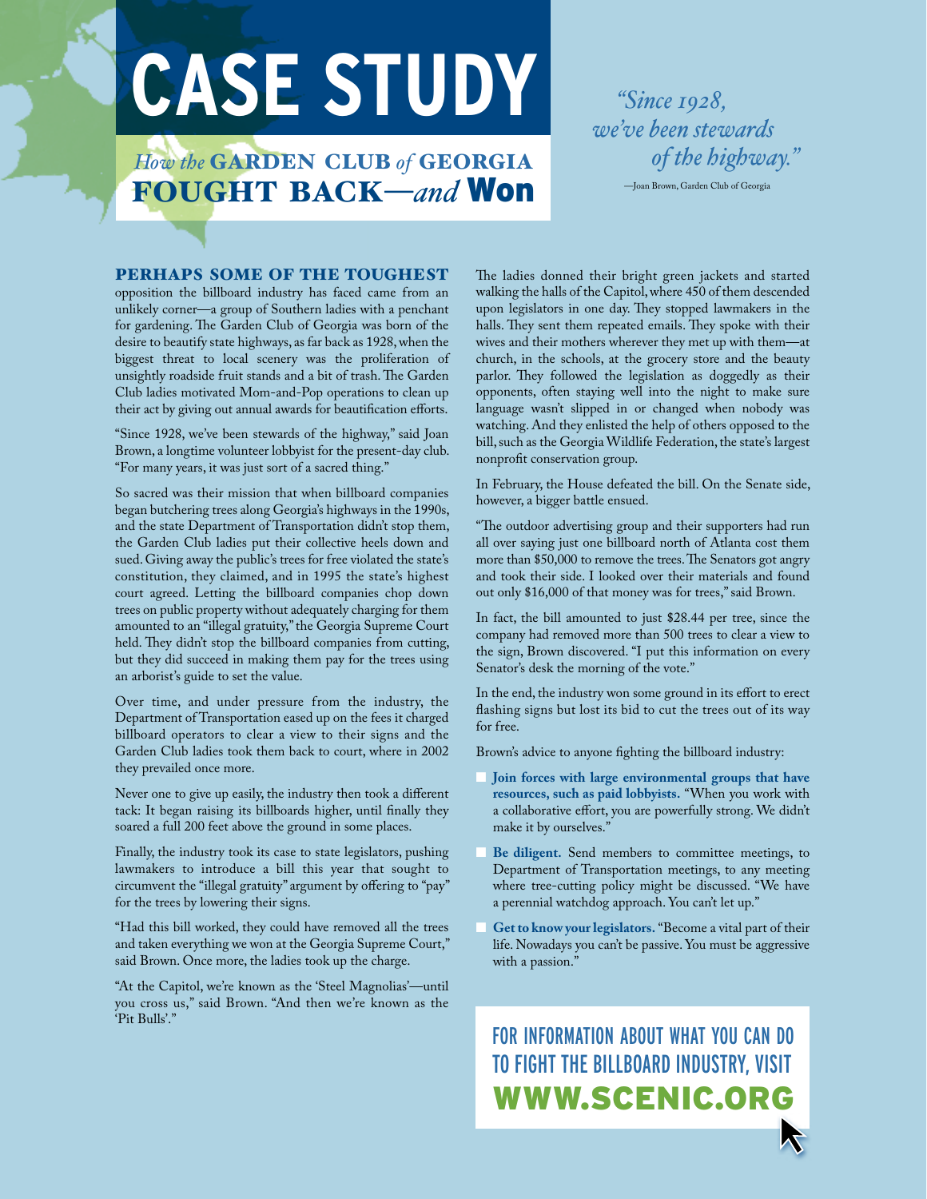# CASE STUDY

## *How the* GARDEN CLUB *of* GEORGIA FOUGHT BACK—*and* Won

*"Since 1928, we've been stewards of the highway."*

—Joan Brown, Garden Club of Georgia

**PERHAPS SOME OF THE TOUGHEST** opposition the billboard industry has faced came from an unlikely corner—a group of Southern ladies with a penchant for gardening. The Garden Club of Georgia was born of the desire to beautify state highways, as far back as 1928, when the biggest threat to local scenery was the proliferation of unsightly roadside fruit stands and a bit of trash. The Garden Club ladies motivated Mom-and-Pop operations to clean up their act by giving out annual awards for beautification efforts.

"Since 1928, we've been stewards of the highway," said Joan Brown, a longtime volunteer lobbyist for the present-day club. "For many years, it was just sort of a sacred thing."

So sacred was their mission that when billboard companies began butchering trees along Georgia's highways in the 1990s, and the state Department of Transportation didn't stop them, the Garden Club ladies put their collective heels down and sued. Giving away the public's trees for free violated the state's constitution, they claimed, and in 1995 the state's highest court agreed. Letting the billboard companies chop down trees on public property without adequately charging for them amounted to an "illegal gratuity," the Georgia Supreme Court held. They didn't stop the billboard companies from cutting, but they did succeed in making them pay for the trees using an arborist's guide to set the value.

Over time, and under pressure from the industry, the Department of Transportation eased up on the fees it charged billboard operators to clear a view to their signs and the Garden Club ladies took them back to court, where in 2002 they prevailed once more.

Never one to give up easily, the industry then took a different tack: It began raising its billboards higher, until finally they soared a full 200 feet above the ground in some places.

Finally, the industry took its case to state legislators, pushing lawmakers to introduce a bill this year that sought to circumvent the "illegal gratuity" argument by offering to "pay" for the trees by lowering their signs.

"Had this bill worked, they could have removed all the trees and taken everything we won at the Georgia Supreme Court," said Brown. Once more, the ladies took up the charge.

"At the Capitol, we're known as the 'Steel Magnolias'—until you cross us," said Brown. "And then we're known as the 'Pit Bulls'."

The ladies donned their bright green jackets and started walking the halls of the Capitol, where 450 of them descended upon legislators in one day. They stopped lawmakers in the halls. They sent them repeated emails. They spoke with their wives and their mothers wherever they met up with them—at church, in the schools, at the grocery store and the beauty parlor. They followed the legislation as doggedly as their opponents, often staying well into the night to make sure language wasn't slipped in or changed when nobody was watching. And they enlisted the help of others opposed to the bill, such as the Georgia Wildlife Federation, the state's largest nonprofit conservation group.

In February, the House defeated the bill. On the Senate side, however, a bigger battle ensued.

"The outdoor advertising group and their supporters had run all over saying just one billboard north of Atlanta cost them more than $50,000 to remove the trees. The Senators got angry and took their side. I looked over their materials and found out only $16,000 of that money was for trees," said Brown.

In fact, the bill amounted to just $28.44 per tree, since the company had removed more than 500 trees to clear a view to the sign, Brown discovered. "I put this information on every Senator's desk the morning of the vote."

In the end, the industry won some ground in its effort to erect flashing signs but lost its bid to cut the trees out of its way for free.

Brown's advice to anyone fighting the billboard industry:

- **Join forces with large environmental groups that have resources, such as paid lobbyists.** "When you work with a collaborative effort, you are powerfully strong. We didn't make it by ourselves."
- **Be diligent.** Send members to committee meetings, to Department of Transportation meetings, to any meeting where tree-cutting policy might be discussed. "We have a perennial watchdog approach. You can't let up."
- **Get to know your legislators.** "Become a vital part of their life. Nowadays you can't be passive. You must be aggressive with a passion."

FOR INFORMATION ABOUT WHAT YOU CAN DO TO FIGHT THE BILLBOARD INDUSTRY, VISIT **WWW.SCENIC.ORG**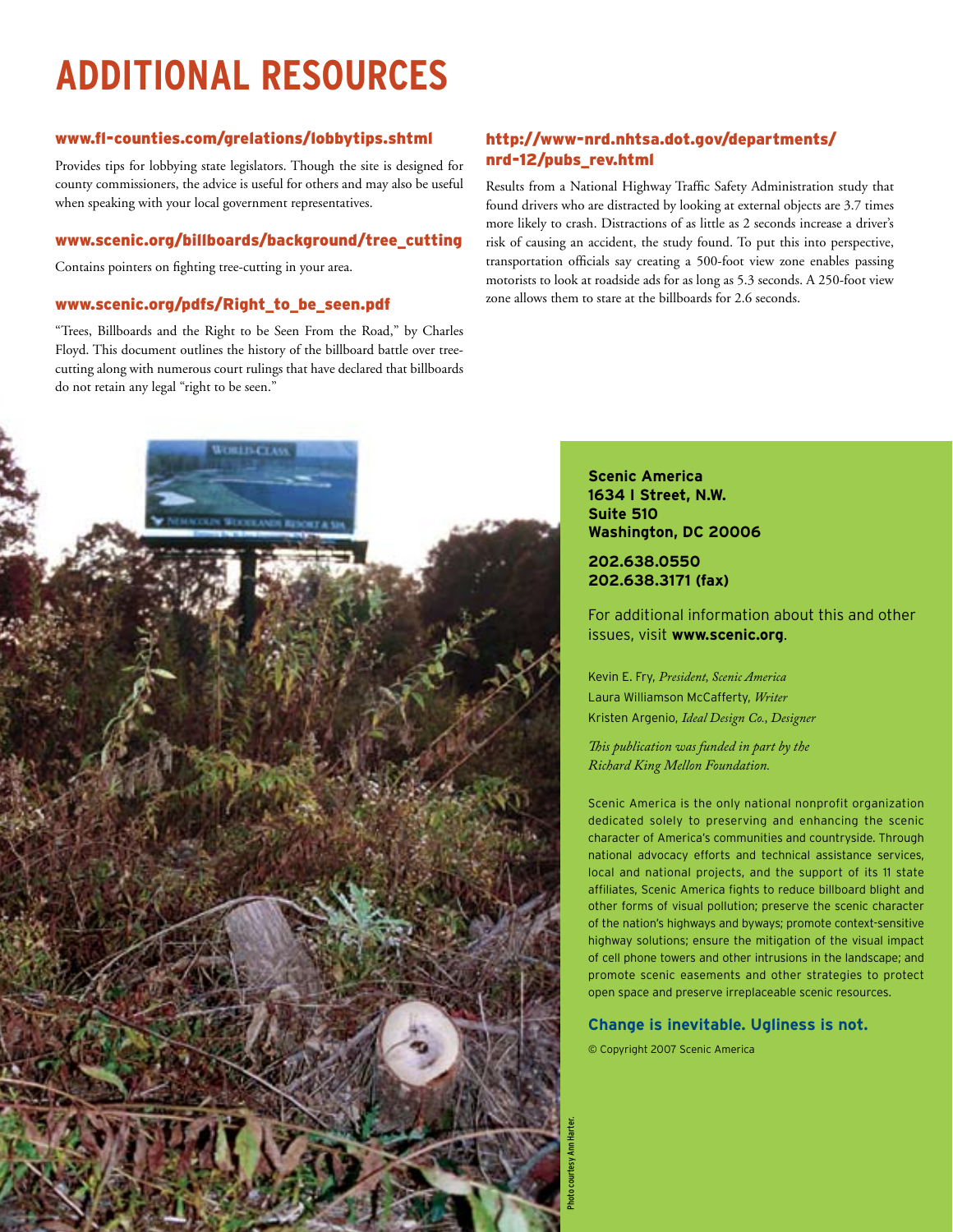# ADDITIONAL RESOURCES

### www.fl-counties.com/grelations/lobbytips.shtml

Provides tips for lobbying state legislators. Though the site is designed for county commissioners, the advice is useful for others and may also be useful when speaking with your local government representatives.

### www.scenic.org/billboards/background/tree_cutting

Contains pointers on fighting tree-cutting in your area.

### www.scenic.org/pdfs/Right_to_be_seen.pdf

"Trees, Billboards and the Right to be Seen From the Road," by Charles Floyd. This document outlines the history of the billboard battle over tree-cutting along with numerous court rulings that have declared that billboards do not retain any legal "right to be seen."

### http://www-nrd.nhtsa.dot.gov/departments/nrd-12/pubs_rev.html

Results from a National Highway Traffic Safety Administration study that found drivers who are distracted by looking at external objects are 3.7 times more likely to crash. Distractions of as little as 2 seconds increase a driver's risk of causing an accident, the study found. To put this into perspective, transportation officials say creating a 500-foot view zone enables passing motorists to look at roadside ads for as long as 5.3 seconds. A 250-foot view zone allows them to stare at the billboards for 2.6 seconds.

**Scenic America**
**1634 I Street, N.W.**
**Suite 510**
**Washington, DC 20006**

**202.638.0550**
**202.638.3171 (fax)**

For additional information about this and other issues, visit **www.scenic.org**.

Kevin E. Fry, *President, Scenic America*
Laura Williamson McCafferty, *Writer*
Kristen Argenio, *Ideal Design Co., Designer*

*This publication was funded in part by the Richard King Mellon Foundation.*

Scenic America is the only national nonprofit organization dedicated solely to preserving and enhancing the scenic character of America's communities and countryside. Through national advocacy efforts and technical assistance services, local and national projects, and the support of its 11 state affiliates, Scenic America fights to reduce billboard blight and other forms of visual pollution; preserve the scenic character of the nation's highways and byways; promote context-sensitive highway solutions; ensure the mitigation of the visual impact of cell phone towers and other intrusions in the landscape; and promote scenic easements and other strategies to protect open space and preserve irreplaceable scenic resources.

**Change is inevitable. Ugliness is not.**

© Copyright 2007 Scenic America

Photo courtesy Ann Harter.